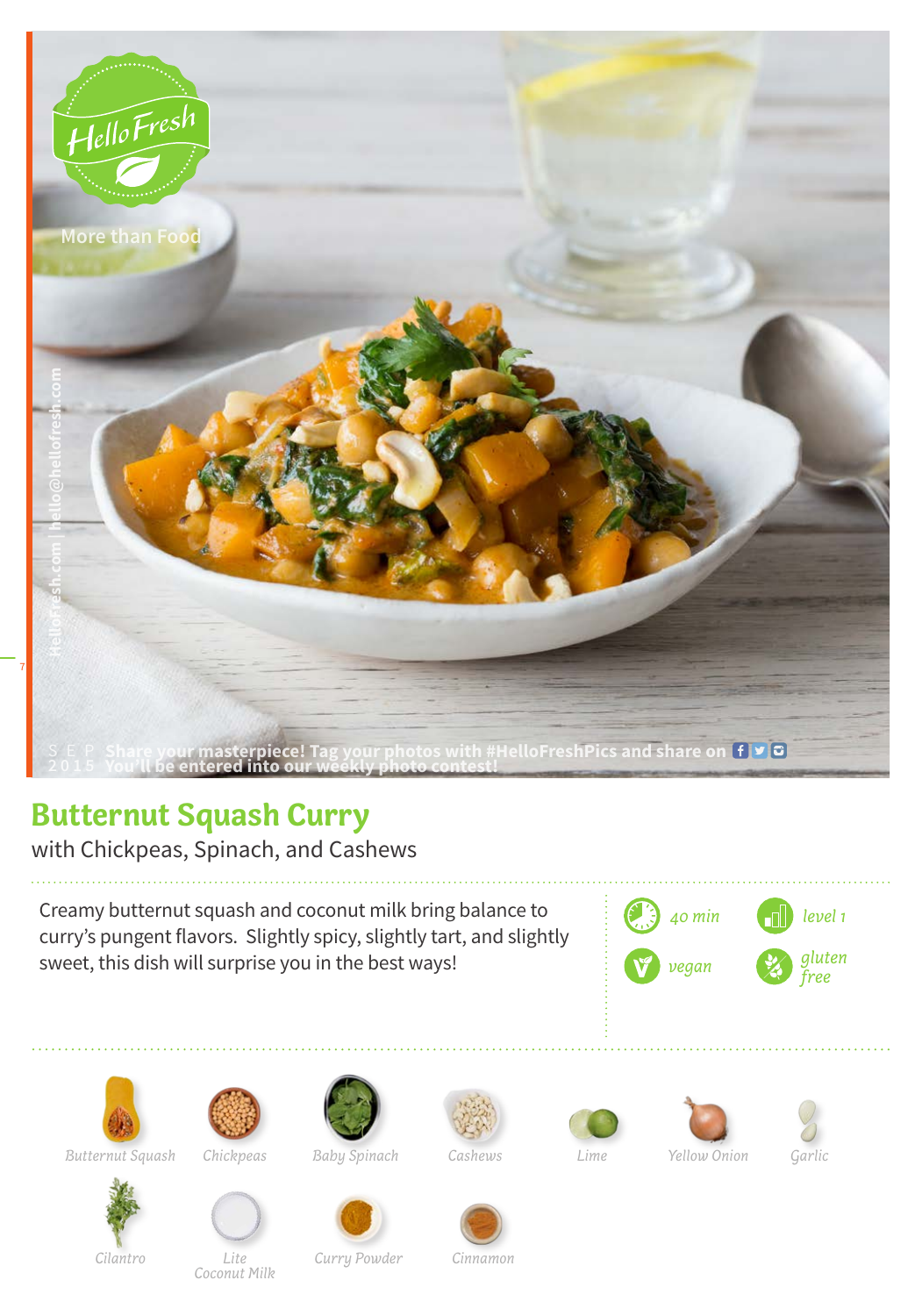HelloFresh

More than Food

HelloFresh.com | hello@hellofresh.com

SEP 2015

Share your masterpiece! Tag your photos with #HelloFreshPics and share on
You'll be entered into our weekly photo contest!

# Butternut Squash Curry

with Chickpeas, Spinach, and Cashews

Creamy butternut squash and coconut milk bring balance to curry's pungent flavors. Slightly spicy, slightly tart, and slightly sweet, this dish will surprise you in the best ways!

*40 min*

*level 1*

*vegan*

*gluten free*

*Butternut Squash*

*Chickpeas*

*Baby Spinach*

*Cashews*

*Lime*

*Yellow Onion*

*Garlic*

*Cilantro*

*Lite Coconut Milk*

*Curry Powder*

*Cinnamon*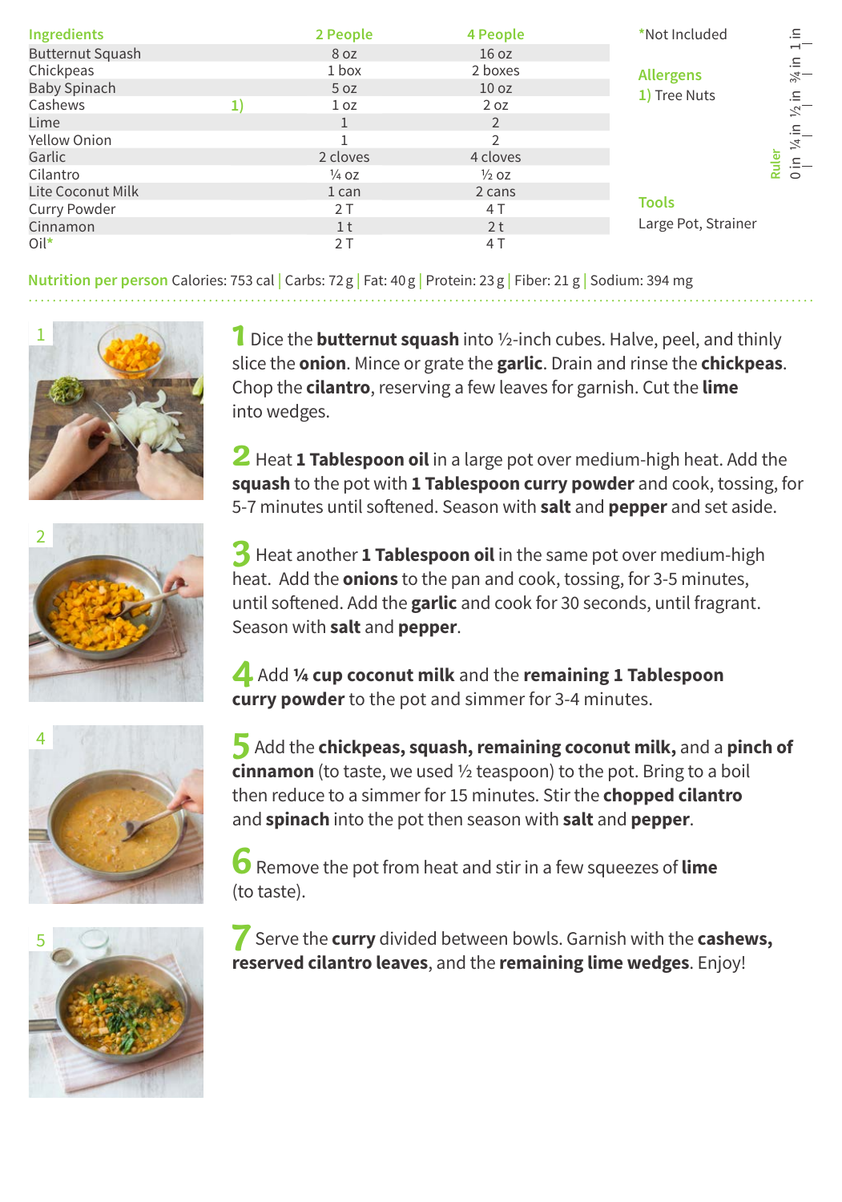| Ingredients | | 2 People | 4 People |
|---|---|---|---|
| Butternut Squash | | 8 oz | 16 oz |
| Chickpeas | | 1 box | 2 boxes |
| Baby Spinach | | 5 oz | 10 oz |
| Cashews | 1) | 1 oz | 2 oz |
| Lime | | 1 | 2 |
| Yellow Onion | | 1 | 2 |
| Garlic | | 2 cloves | 4 cloves |
| Cilantro | | ¼ oz | ½ oz |
| Lite Coconut Milk | | 1 can | 2 cans |
| Curry Powder | | 2 T | 4 T |
| Cinnamon | | 1 t | 2 t |
| Oil* | | 2 T | 4 T |

*Not Included

**Allergens**

1) Tree Nuts

**Tools**

Large Pot, Strainer

Ruler

0 in ¼ in ½ in ¾ in 1 in

**Nutrition per person** Calories: 753 cal | Carbs: 72 g | Fat: 40 g | Protein: 23 g | Fiber: 21 g | Sodium: 394 mg

1

2

4

5

**1** Dice the **butternut squash** into ½-inch cubes. Halve, peel, and thinly slice the **onion**. Mince or grate the **garlic**. Drain and rinse the **chickpeas**. Chop the **cilantro**, reserving a few leaves for garnish. Cut the **lime** into wedges.

**2** Heat **1 Tablespoon oil** in a large pot over medium-high heat. Add the **squash** to the pot with **1 Tablespoon curry powder** and cook, tossing, for 5-7 minutes until softened. Season with **salt** and **pepper** and set aside.

**3** Heat another **1 Tablespoon oil** in the same pot over medium-high heat. Add the **onions** to the pan and cook, tossing, for 3-5 minutes, until softened. Add the **garlic** and cook for 30 seconds, until fragrant. Season with **salt** and **pepper**.

**4** Add **¼ cup coconut milk** and the **remaining 1 Tablespoon curry powder** to the pot and simmer for 3-4 minutes.

**5** Add the **chickpeas, squash, remaining coconut milk,** and a **pinch of cinnamon** (to taste, we used ½ teaspoon) to the pot. Bring to a boil then reduce to a simmer for 15 minutes. Stir the **chopped cilantro** and **spinach** into the pot then season with **salt** and **pepper**.

**6** Remove the pot from heat and stir in a few squeezes of **lime** (to taste).

**7** Serve the **curry** divided between bowls. Garnish with the **cashews, reserved cilantro leaves**, and the **remaining lime wedges**. Enjoy!